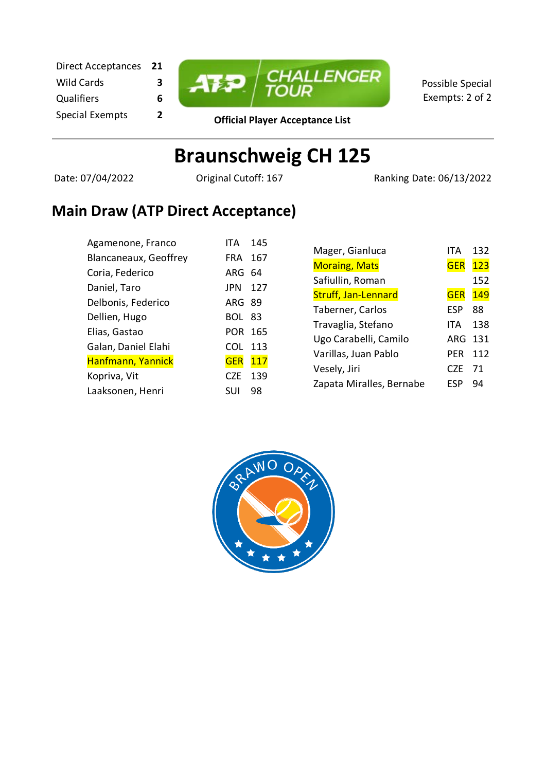| | |
|---|---|
| Direct Acceptances | 21 |
| Wild Cards | 3 |
| Qualifiers | 6 |
| Special Exempts | 2 |

ATP CHALLENGER TOUR

**Official Player Acceptance List**

Possible Special Exempts: 2 of 2

# Braunschweig CH 125

Date: 07/04/2022    Original Cutoff: 167    Ranking Date: 06/13/2022

## Main Draw (ATP Direct Acceptance)

| | | |
|---|---|---|
| Agamenone, Franco | ITA | 145 |
| Blancaneaux, Geoffrey | FRA | 167 |
| Coria, Federico | ARG | 64 |
| Daniel, Taro | JPN | 127 |
| Delbonis, Federico | ARG | 89 |
| Dellien, Hugo | BOL | 83 |
| Elias, Gastao | POR | 165 |
| Galan, Daniel Elahi | COL | 113 |
| Hanfmann, Yannick | GER | 117 |
| Kopriva, Vit | CZE | 139 |
| Laaksonen, Henri | SUI | 98 |
| Mager, Gianluca | ITA | 132 |
| Moraing, Mats | GER | 123 |
| Safiullin, Roman | | 152 |
| Struff, Jan-Lennard | GER | 149 |
| Taberner, Carlos | ESP | 88 |
| Travaglia, Stefano | ITA | 138 |
| Ugo Carabelli, Camilo | ARG | 131 |
| Varillas, Juan Pablo | PER | 112 |
| Vesely, Jiri | CZE | 71 |
| Zapata Miralles, Bernabe | ESP | 94 |

BRAWO OPEN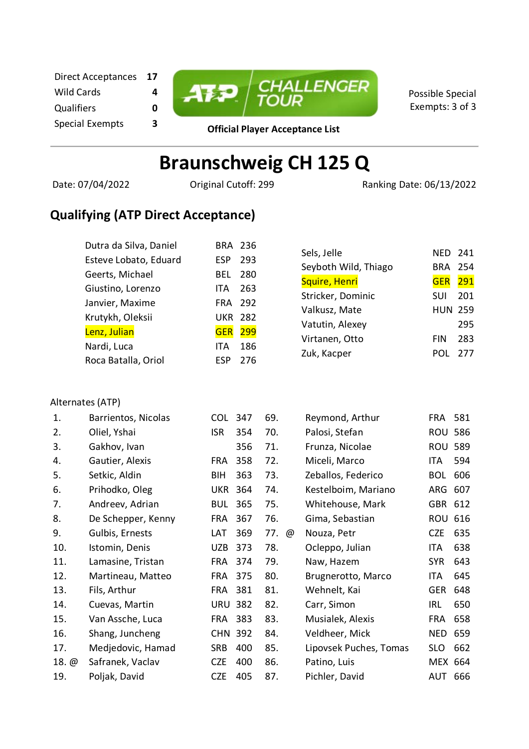| | |
|---|---|
| Direct Acceptances | 17 |
| Wild Cards | 4 |
| Qualifiers | 0 |
| Special Exempts | 3 |

**ATP CHALLENGER TOUR**

**Official Player Acceptance List**

Possible Special Exempts: 3 of 3

# Braunschweig CH 125 Q

Date: 07/04/2022 &nbsp;&nbsp;&nbsp; Original Cutoff: 299 &nbsp;&nbsp;&nbsp; Ranking Date: 06/13/2022

## Qualifying (ATP Direct Acceptance)

| | | |
|---|---|---|
| Dutra da Silva, Daniel | BRA | 236 |
| Esteve Lobato, Eduard | ESP | 293 |
| Geerts, Michael | BEL | 280 |
| Giustino, Lorenzo | ITA | 263 |
| Janvier, Maxime | FRA | 292 |
| Krutykh, Oleksii | UKR | 282 |
| Lenz, Julian | GER | 299 |
| Nardi, Luca | ITA | 186 |
| Roca Batalla, Oriol | ESP | 276 |
| Sels, Jelle | NED | 241 |
| Seyboth Wild, Thiago | BRA | 254 |
| Squire, Henri | GER | 291 |
| Stricker, Dominic | SUI | 201 |
| Valkusz, Mate | HUN | 259 |
| Vatutin, Alexey | | 295 |
| Virtanen, Otto | FIN | 283 |
| Zuk, Kacper | POL | 277 |

Alternates (ATP)

| | | | | |
|---|---|---|---|---|
| 1. | | Barrientos, Nicolas | COL | 347 |
| 2. | | Oliel, Yshai | ISR | 354 |
| 3. | | Gakhov, Ivan | | 356 |
| 4. | | Gautier, Alexis | FRA | 358 |
| 5. | | Setkic, Aldin | BIH | 363 |
| 6. | | Prihodko, Oleg | UKR | 364 |
| 7. | | Andreev, Adrian | BUL | 365 |
| 8. | | De Schepper, Kenny | FRA | 367 |
| 9. | | Gulbis, Ernests | LAT | 369 |
| 10. | | Istomin, Denis | UZB | 373 |
| 11. | | Lamasine, Tristan | FRA | 374 |
| 12. | | Martineau, Matteo | FRA | 375 |
| 13. | | Fils, Arthur | FRA | 381 |
| 14. | | Cuevas, Martin | URU | 382 |
| 15. | | Van Assche, Luca | FRA | 383 |
| 16. | | Shang, Juncheng | CHN | 392 |
| 17. | | Medjedovic, Hamad | SRB | 400 |
| 18. | @ | Safranek, Vaclav | CZE | 400 |
| 19. | | Poljak, David | CZE | 405 |
| 69. | | Reymond, Arthur | FRA | 581 |
| 70. | | Palosi, Stefan | ROU | 586 |
| 71. | | Frunza, Nicolae | ROU | 589 |
| 72. | | Miceli, Marco | ITA | 594 |
| 73. | | Zeballos, Federico | BOL | 606 |
| 74. | | Kestelboim, Mariano | ARG | 607 |
| 75. | | Whitehouse, Mark | GBR | 612 |
| 76. | | Gima, Sebastian | ROU | 616 |
| 77. | @ | Nouza, Petr | CZE | 635 |
| 78. | | Ocleppo, Julian | ITA | 638 |
| 79. | | Naw, Hazem | SYR | 643 |
| 80. | | Brugnerotto, Marco | ITA | 645 |
| 81. | | Wehnelt, Kai | GER | 648 |
| 82. | | Carr, Simon | IRL | 650 |
| 83. | | Musialek, Alexis | FRA | 658 |
| 84. | | Veldheer, Mick | NED | 659 |
| 85. | | Lipovsek Puches, Tomas | SLO | 662 |
| 86. | | Patino, Luis | MEX | 664 |
| 87. | | Pichler, David | AUT | 666 |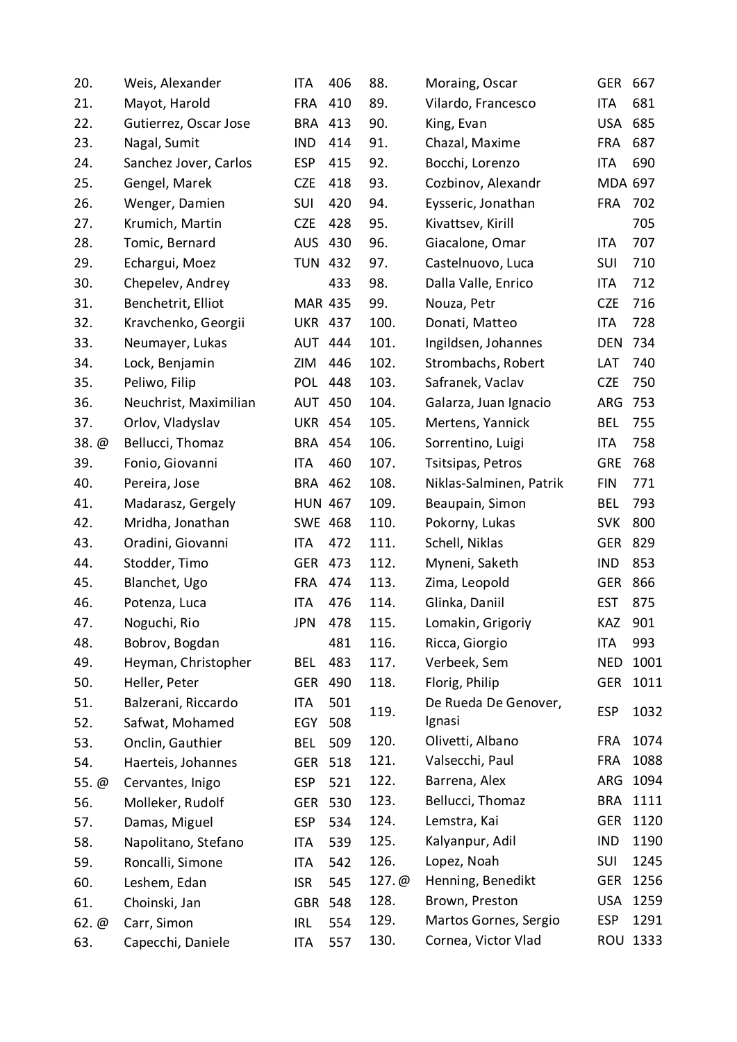| | | | |
|---|---|---|---|
| 20. | Weis, Alexander | ITA | 406 |
| 21. | Mayot, Harold | FRA | 410 |
| 22. | Gutierrez, Oscar Jose | BRA | 413 |
| 23. | Nagal, Sumit | IND | 414 |
| 24. | Sanchez Jover, Carlos | ESP | 415 |
| 25. | Gengel, Marek | CZE | 418 |
| 26. | Wenger, Damien | SUI | 420 |
| 27. | Krumich, Martin | CZE | 428 |
| 28. | Tomic, Bernard | AUS | 430 |
| 29. | Echargui, Moez | TUN | 432 |
| 30. | Chepelev, Andrey | | 433 |
| 31. | Benchetrit, Elliot | MAR | 435 |
| 32. | Kravchenko, Georgii | UKR | 437 |
| 33. | Neumayer, Lukas | AUT | 444 |
| 34. | Lock, Benjamin | ZIM | 446 |
| 35. | Peliwo, Filip | POL | 448 |
| 36. | Neuchrist, Maximilian | AUT | 450 |
| 37. | Orlov, Vladyslav | UKR | 454 |
| 38. @ | Bellucci, Thomaz | BRA | 454 |
| 39. | Fonio, Giovanni | ITA | 460 |
| 40. | Pereira, Jose | BRA | 462 |
| 41. | Madarasz, Gergely | HUN | 467 |
| 42. | Mridha, Jonathan | SWE | 468 |
| 43. | Oradini, Giovanni | ITA | 472 |
| 44. | Stodder, Timo | GER | 473 |
| 45. | Blanchet, Ugo | FRA | 474 |
| 46. | Potenza, Luca | ITA | 476 |
| 47. | Noguchi, Rio | JPN | 478 |
| 48. | Bobrov, Bogdan | | 481 |
| 49. | Heyman, Christopher | BEL | 483 |
| 50. | Heller, Peter | GER | 490 |
| 51. | Balzerani, Riccardo | ITA | 501 |
| 52. | Safwat, Mohamed | EGY | 508 |
| 53. | Onclin, Gauthier | BEL | 509 |
| 54. | Haerteis, Johannes | GER | 518 |
| 55. @ | Cervantes, Inigo | ESP | 521 |
| 56. | Molleker, Rudolf | GER | 530 |
| 57. | Damas, Miguel | ESP | 534 |
| 58. | Napolitano, Stefano | ITA | 539 |
| 59. | Roncalli, Simone | ITA | 542 |
| 60. | Leshem, Edan | ISR | 545 |
| 61. | Choinski, Jan | GBR | 548 |
| 62. @ | Carr, Simon | IRL | 554 |
| 63. | Capecchi, Daniele | ITA | 557 |
| 88. | Moraing, Oscar | GER | 667 |
| 89. | Vilardo, Francesco | ITA | 681 |
| 90. | King, Evan | USA | 685 |
| 91. | Chazal, Maxime | FRA | 687 |
| 92. | Bocchi, Lorenzo | ITA | 690 |
| 93. | Cozbinov, Alexandr | MDA | 697 |
| 94. | Eysseric, Jonathan | FRA | 702 |
| 95. | Kivattsev, Kirill | | 705 |
| 96. | Giacalone, Omar | ITA | 707 |
| 97. | Castelnuovo, Luca | SUI | 710 |
| 98. | Dalla Valle, Enrico | ITA | 712 |
| 99. | Nouza, Petr | CZE | 716 |
| 100. | Donati, Matteo | ITA | 728 |
| 101. | Ingildsen, Johannes | DEN | 734 |
| 102. | Strombachs, Robert | LAT | 740 |
| 103. | Safranek, Vaclav | CZE | 750 |
| 104. | Galarza, Juan Ignacio | ARG | 753 |
| 105. | Mertens, Yannick | BEL | 755 |
| 106. | Sorrentino, Luigi | ITA | 758 |
| 107. | Tsitsipas, Petros | GRE | 768 |
| 108. | Niklas-Salminen, Patrik | FIN | 771 |
| 109. | Beaupain, Simon | BEL | 793 |
| 110. | Pokorny, Lukas | SVK | 800 |
| 111. | Schell, Niklas | GER | 829 |
| 112. | Myneni, Saketh | IND | 853 |
| 113. | Zima, Leopold | GER | 866 |
| 114. | Glinka, Daniil | EST | 875 |
| 115. | Lomakin, Grigoriy | KAZ | 901 |
| 116. | Ricca, Giorgio | ITA | 993 |
| 117. | Verbeek, Sem | NED | 1001 |
| 118. | Florig, Philip | GER | 1011 |
| 119. | De Rueda De Genover, Ignasi | ESP | 1032 |
| 120. | Olivetti, Albano | FRA | 1074 |
| 121. | Valsecchi, Paul | FRA | 1088 |
| 122. | Barrena, Alex | ARG | 1094 |
| 123. | Bellucci, Thomaz | BRA | 1111 |
| 124. | Lemstra, Kai | GER | 1120 |
| 125. | Kalyanpur, Adil | IND | 1190 |
| 126. | Lopez, Noah | SUI | 1245 |
| 127. @ | Henning, Benedikt | GER | 1256 |
| 128. | Brown, Preston | USA | 1259 |
| 129. | Martos Gornes, Sergio | ESP | 1291 |
| 130. | Cornea, Victor Vlad | ROU | 1333 |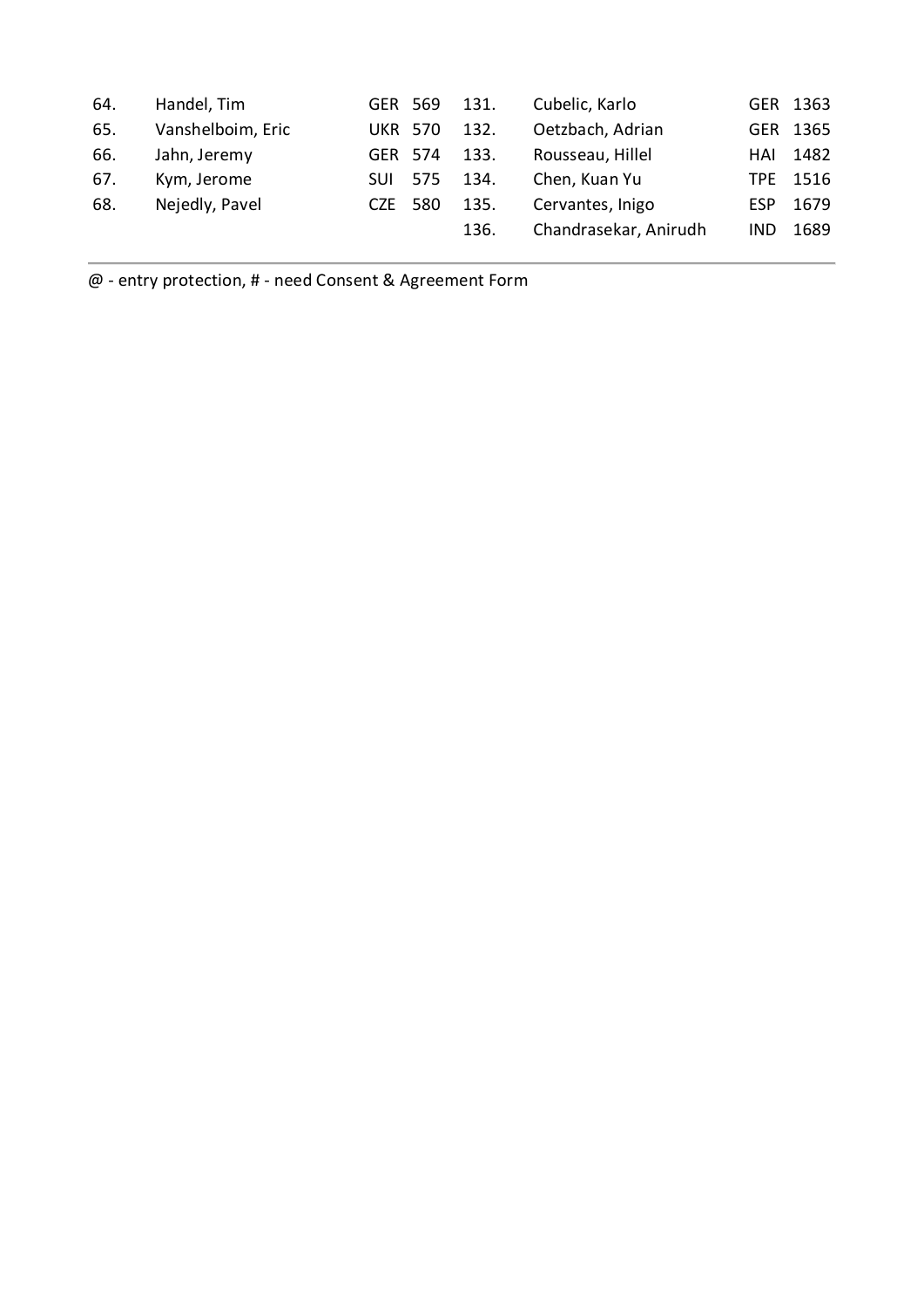| | | | | | | | |
|---|---|---|---|---|---|---|---|
| 64. | Handel, Tim | GER | 569 | 131. | Cubelic, Karlo | GER | 1363 |
| 65. | Vanshelboim, Eric | UKR | 570 | 132. | Oetzbach, Adrian | GER | 1365 |
| 66. | Jahn, Jeremy | GER | 574 | 133. | Rousseau, Hillel | HAI | 1482 |
| 67. | Kym, Jerome | SUI | 575 | 134. | Chen, Kuan Yu | TPE | 1516 |
| 68. | Nejedly, Pavel | CZE | 580 | 135. | Cervantes, Inigo | ESP | 1679 |
| | | | | 136. | Chandrasekar, Anirudh | IND | 1689 |

@ - entry protection, # - need Consent & Agreement Form